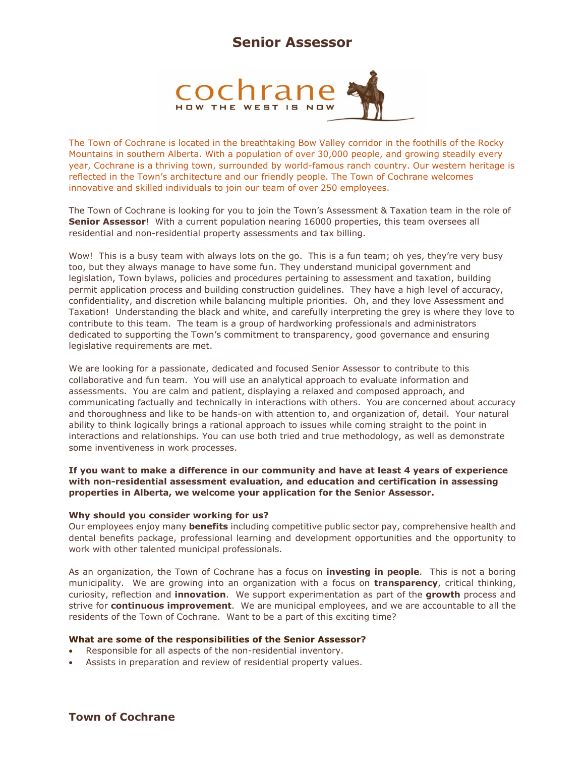# Senior Assessor

The Town of Cochrane is located in the breathtaking Bow Valley corridor in the foothills of the Rocky Mountains in southern Alberta. With a population of over 30,000 people, and growing steadily every year, Cochrane is a thriving town, surrounded by world-famous ranch country. Our western heritage is reflected in the Town's architecture and our friendly people. The Town of Cochrane welcomes innovative and skilled individuals to join our team of over 250 employees.

The Town of Cochrane is looking for you to join the Town's Assessment & Taxation team in the role of **Senior Assessor**! With a current population nearing 16000 properties, this team oversees all residential and non-residential property assessments and tax billing.

Wow! This is a busy team with always lots on the go. This is a fun team; oh yes, they're very busy too, but they always manage to have some fun. They understand municipal government and legislation, Town bylaws, policies and procedures pertaining to assessment and taxation, building permit application process and building construction guidelines. They have a high level of accuracy, confidentiality, and discretion while balancing multiple priorities. Oh, and they love Assessment and Taxation! Understanding the black and white, and carefully interpreting the grey is where they love to contribute to this team. The team is a group of hardworking professionals and administrators dedicated to supporting the Town's commitment to transparency, good governance and ensuring legislative requirements are met.

We are looking for a passionate, dedicated and focused Senior Assessor to contribute to this collaborative and fun team. You will use an analytical approach to evaluate information and assessments. You are calm and patient, displaying a relaxed and composed approach, and communicating factually and technically in interactions with others. You are concerned about accuracy and thoroughness and like to be hands-on with attention to, and organization of, detail. Your natural ability to think logically brings a rational approach to issues while coming straight to the point in interactions and relationships. You can use both tried and true methodology, as well as demonstrate some inventiveness in work processes.

**If you want to make a difference in our community and have at least 4 years of experience with non-residential assessment evaluation, and education and certification in assessing properties in Alberta, we welcome your application for the Senior Assessor.**

**Why should you consider working for us?**

Our employees enjoy many **benefits** including competitive public sector pay, comprehensive health and dental benefits package, professional learning and development opportunities and the opportunity to work with other talented municipal professionals.

As an organization, the Town of Cochrane has a focus on **investing in people**. This is not a boring municipality. We are growing into an organization with a focus on **transparency**, critical thinking, curiosity, reflection and **innovation**. We support experimentation as part of the **growth** process and strive for **continuous improvement**. We are municipal employees, and we are accountable to all the residents of the Town of Cochrane. Want to be a part of this exciting time?

**What are some of the responsibilities of the Senior Assessor?**

- Responsible for all aspects of the non-residential inventory.
- Assists in preparation and review of residential property values.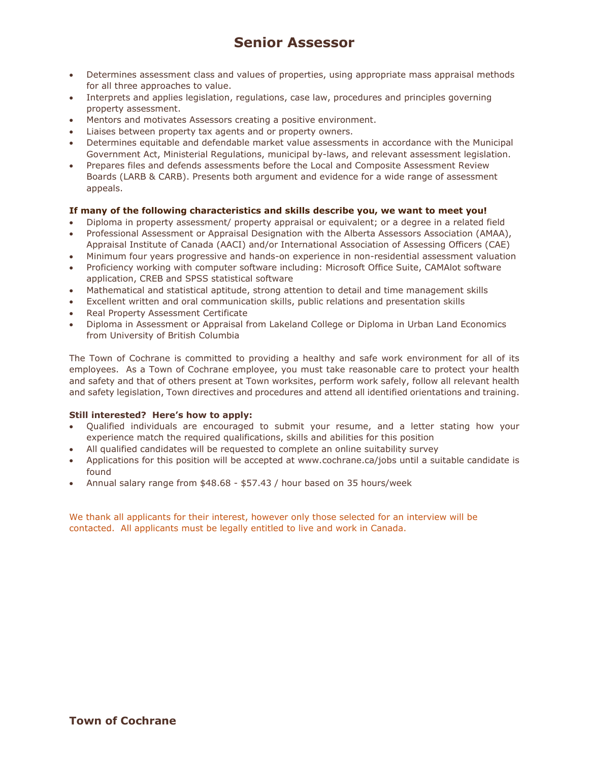# Senior Assessor

- Determines assessment class and values of properties, using appropriate mass appraisal methods for all three approaches to value.
- Interprets and applies legislation, regulations, case law, procedures and principles governing property assessment.
- Mentors and motivates Assessors creating a positive environment.
- Liaises between property tax agents and or property owners.
- Determines equitable and defendable market value assessments in accordance with the Municipal Government Act, Ministerial Regulations, municipal by-laws, and relevant assessment legislation.
- Prepares files and defends assessments before the Local and Composite Assessment Review Boards (LARB & CARB). Presents both argument and evidence for a wide range of assessment appeals.

**If many of the following characteristics and skills describe you, we want to meet you!**

- Diploma in property assessment/ property appraisal or equivalent; or a degree in a related field
- Professional Assessment or Appraisal Designation with the Alberta Assessors Association (AMAA), Appraisal Institute of Canada (AACI) and/or International Association of Assessing Officers (CAE)
- Minimum four years progressive and hands-on experience in non-residential assessment valuation
- Proficiency working with computer software including: Microsoft Office Suite, CAMAlot software application, CREB and SPSS statistical software
- Mathematical and statistical aptitude, strong attention to detail and time management skills
- Excellent written and oral communication skills, public relations and presentation skills
- Real Property Assessment Certificate
- Diploma in Assessment or Appraisal from Lakeland College or Diploma in Urban Land Economics from University of British Columbia

The Town of Cochrane is committed to providing a healthy and safe work environment for all of its employees. As a Town of Cochrane employee, you must take reasonable care to protect your health and safety and that of others present at Town worksites, perform work safely, follow all relevant health and safety legislation, Town directives and procedures and attend all identified orientations and training.

**Still interested? Here's how to apply:**

- Qualified individuals are encouraged to submit your resume, and a letter stating how your experience match the required qualifications, skills and abilities for this position
- All qualified candidates will be requested to complete an online suitability survey
- Applications for this position will be accepted at www.cochrane.ca/jobs until a suitable candidate is found
- Annual salary range from $48.68 - $57.43 / hour based on 35 hours/week

We thank all applicants for their interest, however only those selected for an interview will be contacted. All applicants must be legally entitled to live and work in Canada.

**Town of Cochrane**